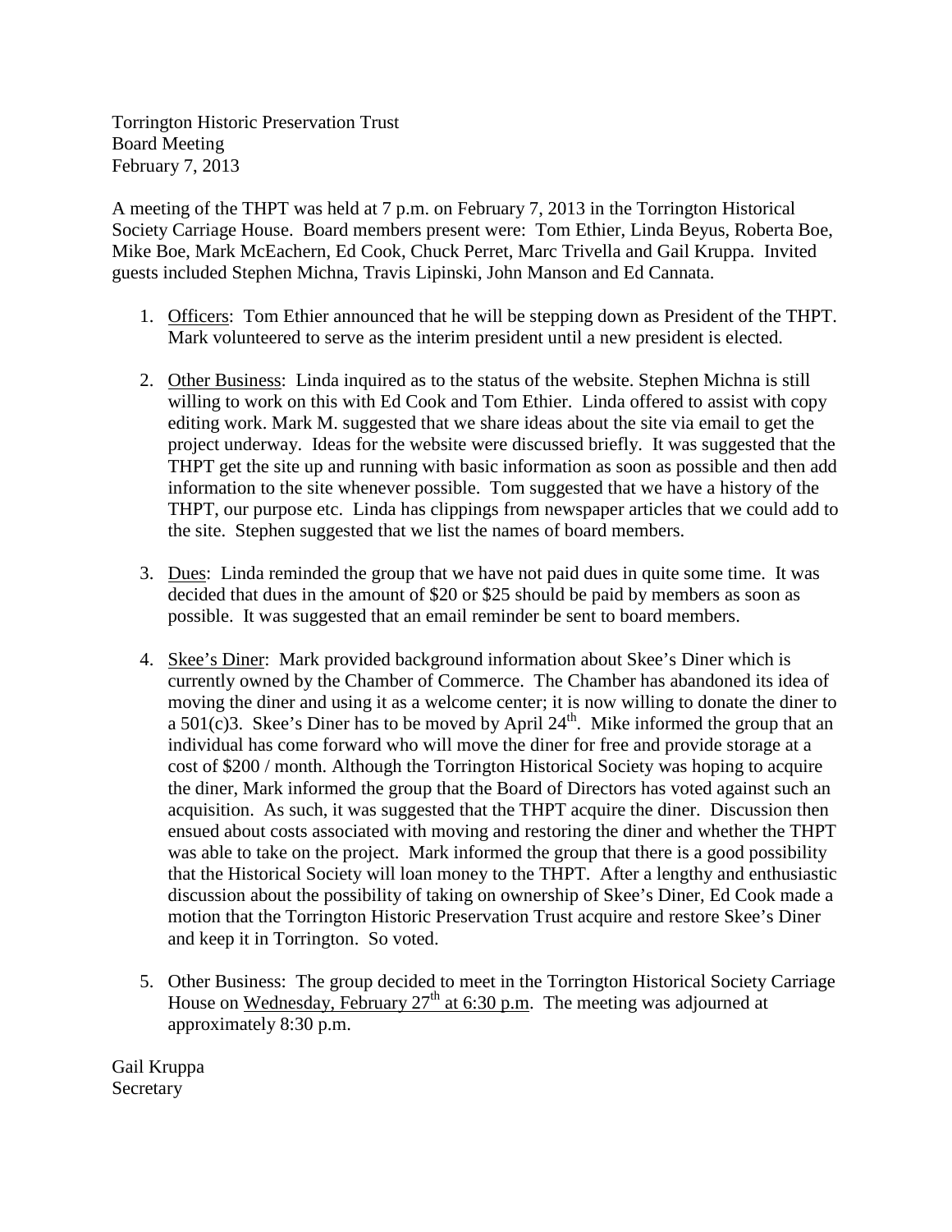Torrington Historic Preservation Trust
Board Meeting
February 7, 2013

A meeting of the THPT was held at 7 p.m. on February 7, 2013 in the Torrington Historical Society Carriage House. Board members present were: Tom Ethier, Linda Beyus, Roberta Boe, Mike Boe, Mark McEachern, Ed Cook, Chuck Perret, Marc Trivella and Gail Kruppa. Invited guests included Stephen Michna, Travis Lipinski, John Manson and Ed Cannata.

1. <u>Officers</u>: Tom Ethier announced that he will be stepping down as President of the THPT. Mark volunteered to serve as the interim president until a new president is elected.

2. <u>Other Business</u>: Linda inquired as to the status of the website. Stephen Michna is still willing to work on this with Ed Cook and Tom Ethier. Linda offered to assist with copy editing work. Mark M. suggested that we share ideas about the site via email to get the project underway. Ideas for the website were discussed briefly. It was suggested that the THPT get the site up and running with basic information as soon as possible and then add information to the site whenever possible. Tom suggested that we have a history of the THPT, our purpose etc. Linda has clippings from newspaper articles that we could add to the site. Stephen suggested that we list the names of board members.

3. <u>Dues</u>: Linda reminded the group that we have not paid dues in quite some time. It was decided that dues in the amount of $20 or $25 should be paid by members as soon as possible. It was suggested that an email reminder be sent to board members.

4. <u>Skee's Diner</u>: Mark provided background information about Skee's Diner which is currently owned by the Chamber of Commerce. The Chamber has abandoned its idea of moving the diner and using it as a welcome center; it is now willing to donate the diner to a 501(c)3. Skee's Diner has to be moved by April 24th. Mike informed the group that an individual has come forward who will move the diner for free and provide storage at a cost of $200 / month. Although the Torrington Historical Society was hoping to acquire the diner, Mark informed the group that the Board of Directors has voted against such an acquisition. As such, it was suggested that the THPT acquire the diner. Discussion then ensued about costs associated with moving and restoring the diner and whether the THPT was able to take on the project. Mark informed the group that there is a good possibility that the Historical Society will loan money to the THPT. After a lengthy and enthusiastic discussion about the possibility of taking on ownership of Skee's Diner, Ed Cook made a motion that the Torrington Historic Preservation Trust acquire and restore Skee's Diner and keep it in Torrington. So voted.

5. Other Business: The group decided to meet in the Torrington Historical Society Carriage House on <u>Wednesday, February 27th at 6:30 p.m</u>. The meeting was adjourned at approximately 8:30 p.m.

Gail Kruppa
Secretary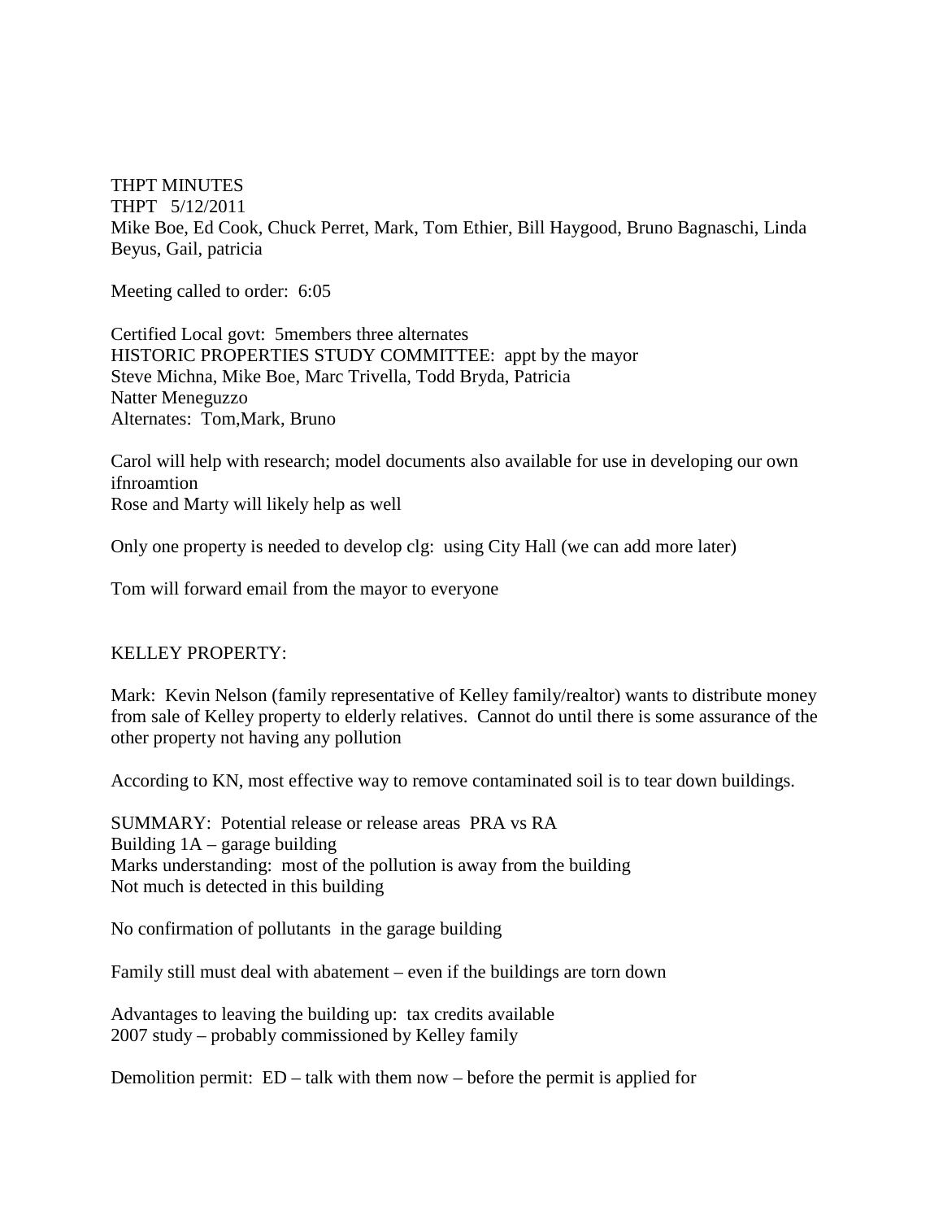THPT MINUTES
THPT 5/12/2011
Mike Boe, Ed Cook, Chuck Perret, Mark, Tom Ethier, Bill Haygood, Bruno Bagnaschi, Linda Beyus, Gail, patricia

Meeting called to order: 6:05

Certified Local govt: 5members three alternates
HISTORIC PROPERTIES STUDY COMMITTEE: appt by the mayor
Steve Michna, Mike Boe, Marc Trivella, Todd Bryda, Patricia
Natter Meneguzzo
Alternates: Tom,Mark, Bruno

Carol will help with research; model documents also available for use in developing our own ifnroamtion
Rose and Marty will likely help as well

Only one property is needed to develop clg: using City Hall (we can add more later)

Tom will forward email from the mayor to everyone

KELLEY PROPERTY:

Mark: Kevin Nelson (family representative of Kelley family/realtor) wants to distribute money from sale of Kelley property to elderly relatives. Cannot do until there is some assurance of the other property not having any pollution

According to KN, most effective way to remove contaminated soil is to tear down buildings.

SUMMARY: Potential release or release areas PRA vs RA
Building 1A – garage building
Marks understanding: most of the pollution is away from the building
Not much is detected in this building

No confirmation of pollutants in the garage building

Family still must deal with abatement – even if the buildings are torn down

Advantages to leaving the building up: tax credits available
2007 study – probably commissioned by Kelley family

Demolition permit: ED – talk with them now – before the permit is applied for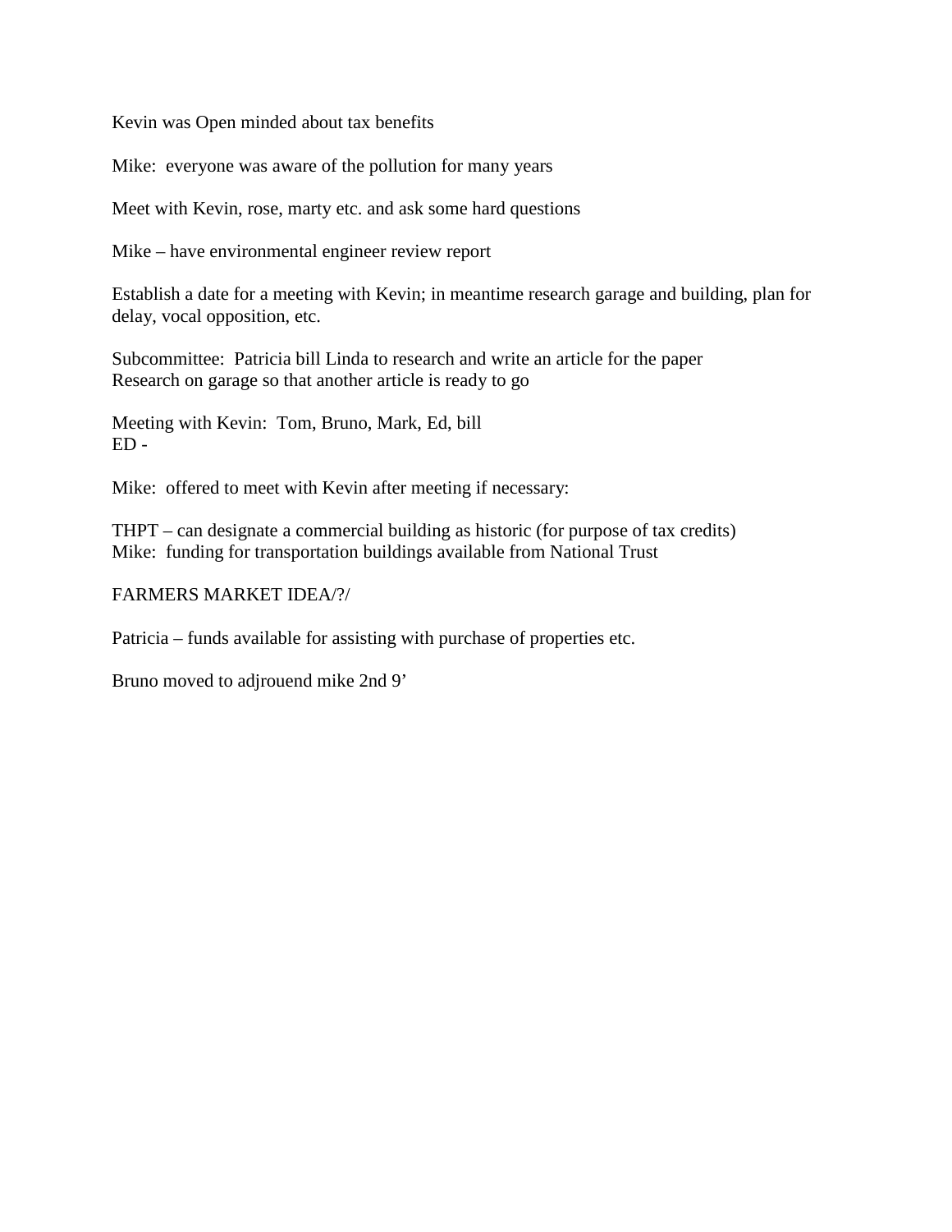Kevin was Open minded about tax benefits

Mike:  everyone was aware of the pollution for many years

Meet with Kevin, rose, marty etc. and ask some hard questions

Mike – have environmental engineer review report

Establish a date for a meeting with Kevin; in meantime research garage and building, plan for delay, vocal opposition, etc.

Subcommittee:  Patricia bill Linda to research and write an article for the paper
Research on garage so that another article is ready to go

Meeting with Kevin:  Tom, Bruno, Mark, Ed, bill
ED -

Mike:  offered to meet with Kevin after meeting if necessary:

THPT – can designate a commercial building as historic (for purpose of tax credits)
Mike:  funding for transportation buildings available from National Trust

FARMERS MARKET IDEA/?/

Patricia – funds available for assisting with purchase of properties etc.

Bruno moved to adjrouend mike 2nd 9'